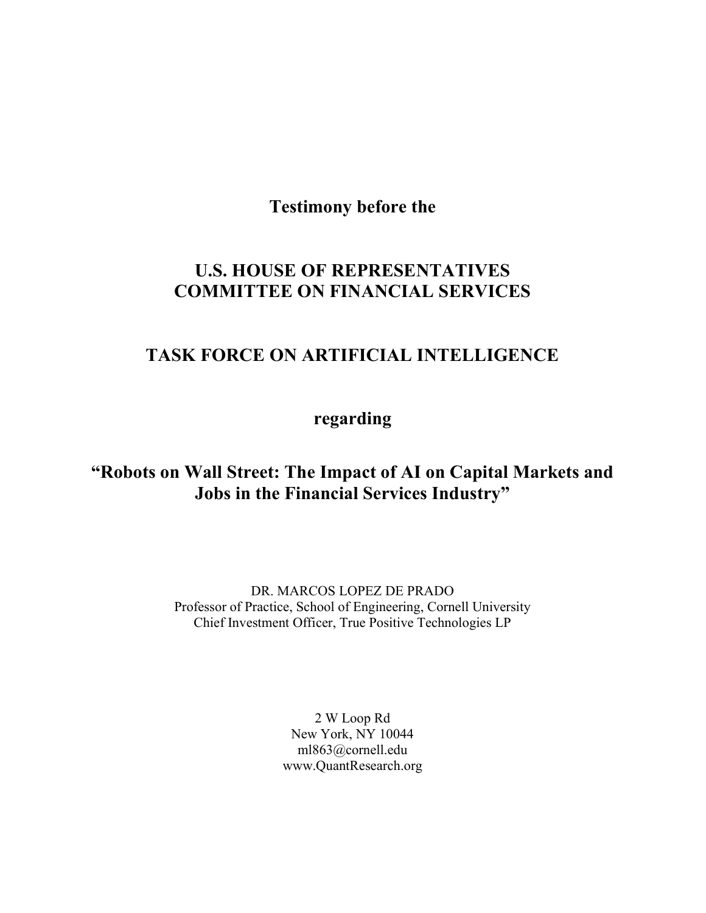**Testimony before the**

**U.S. HOUSE OF REPRESENTATIVES**
**COMMITTEE ON FINANCIAL SERVICES**

**TASK FORCE ON ARTIFICIAL INTELLIGENCE**

**regarding**

**"Robots on Wall Street: The Impact of AI on Capital Markets and Jobs in the Financial Services Industry"**

DR. MARCOS LOPEZ DE PRADO
Professor of Practice, School of Engineering, Cornell University
Chief Investment Officer, True Positive Technologies LP

2 W Loop Rd
New York, NY 10044
ml863@cornell.edu
www.QuantResearch.org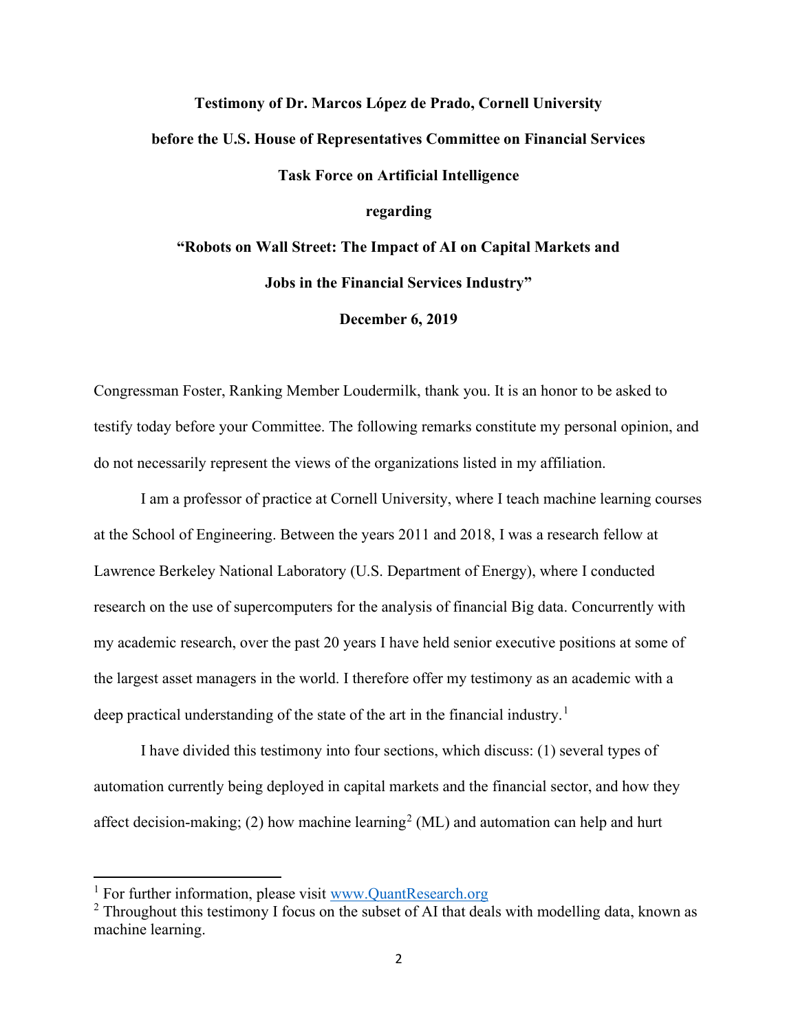**Testimony of Dr. Marcos López de Prado, Cornell University**

**before the U.S. House of Representatives Committee on Financial Services**

**Task Force on Artificial Intelligence**

**regarding**

**"Robots on Wall Street: The Impact of AI on Capital Markets and Jobs in the Financial Services Industry"**

**December 6, 2019**

Congressman Foster, Ranking Member Loudermilk, thank you. It is an honor to be asked to testify today before your Committee. The following remarks constitute my personal opinion, and do not necessarily represent the views of the organizations listed in my affiliation.

I am a professor of practice at Cornell University, where I teach machine learning courses at the School of Engineering. Between the years 2011 and 2018, I was a research fellow at Lawrence Berkeley National Laboratory (U.S. Department of Energy), where I conducted research on the use of supercomputers for the analysis of financial Big data. Concurrently with my academic research, over the past 20 years I have held senior executive positions at some of the largest asset managers in the world. I therefore offer my testimony as an academic with a deep practical understanding of the state of the art in the financial industry.[1]

I have divided this testimony into four sections, which discuss: (1) several types of automation currently being deployed in capital markets and the financial sector, and how they affect decision-making; (2) how machine learning[2] (ML) and automation can help and hurt

[1] For further information, please visit www.QuantResearch.org

[2] Throughout this testimony I focus on the subset of AI that deals with modelling data, known as machine learning.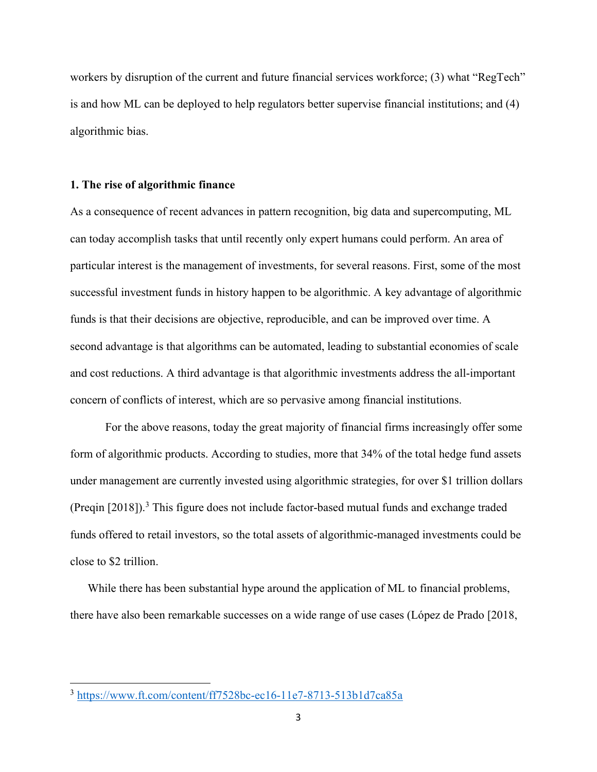workers by disruption of the current and future financial services workforce; (3) what "RegTech" is and how ML can be deployed to help regulators better supervise financial institutions; and (4) algorithmic bias.

## 1. The rise of algorithmic finance

As a consequence of recent advances in pattern recognition, big data and supercomputing, ML can today accomplish tasks that until recently only expert humans could perform. An area of particular interest is the management of investments, for several reasons. First, some of the most successful investment funds in history happen to be algorithmic. A key advantage of algorithmic funds is that their decisions are objective, reproducible, and can be improved over time. A second advantage is that algorithms can be automated, leading to substantial economies of scale and cost reductions. A third advantage is that algorithmic investments address the all-important concern of conflicts of interest, which are so pervasive among financial institutions.

For the above reasons, today the great majority of financial firms increasingly offer some form of algorithmic products. According to studies, more that 34% of the total hedge fund assets under management are currently invested using algorithmic strategies, for over $1 trillion dollars (Preqin [2018]).[3] This figure does not include factor-based mutual funds and exchange traded funds offered to retail investors, so the total assets of algorithmic-managed investments could be close to $2 trillion.

While there has been substantial hype around the application of ML to financial problems, there have also been remarkable successes on a wide range of use cases (López de Prado [2018,

---

[3] https://www.ft.com/content/ff7528bc-ec16-11e7-8713-513b1d7ca85a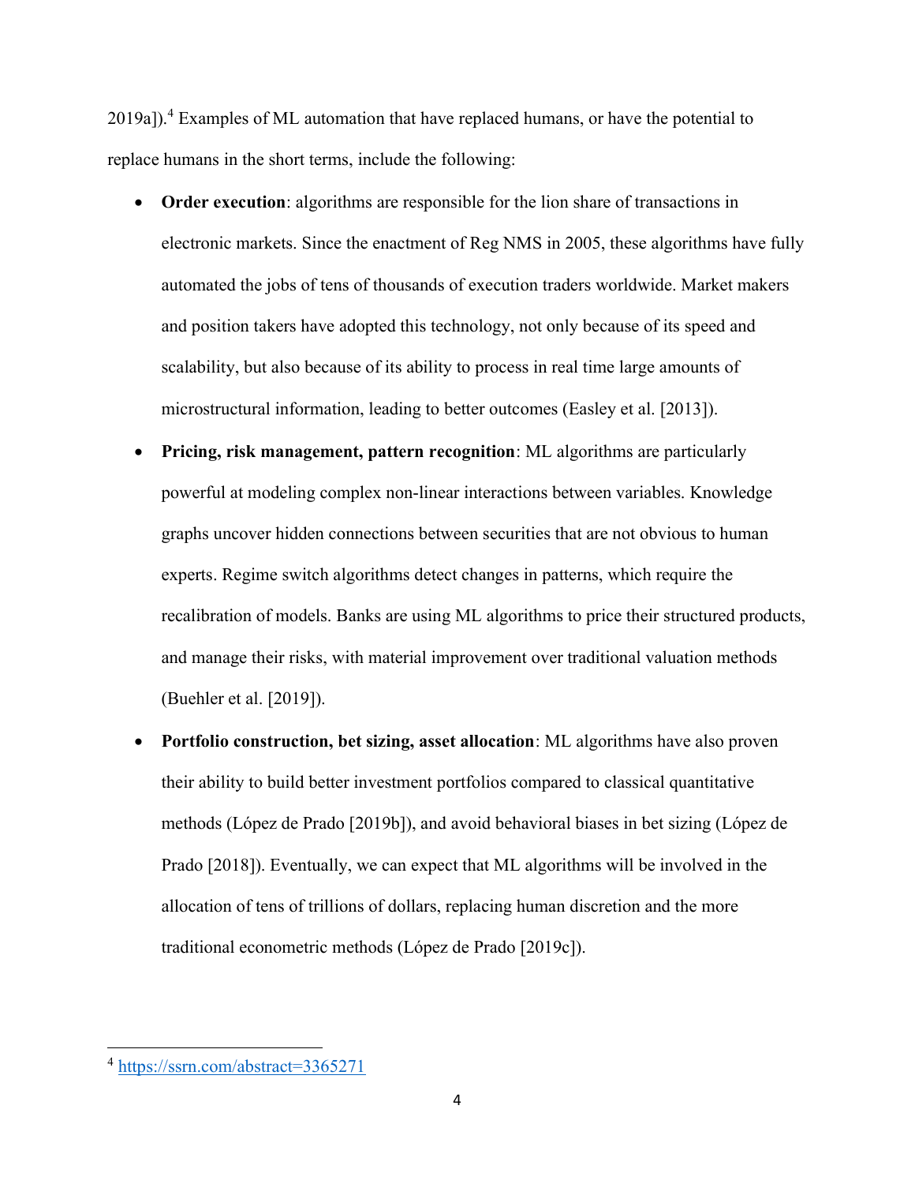2019a]).[4] Examples of ML automation that have replaced humans, or have the potential to replace humans in the short terms, include the following:

- **Order execution**: algorithms are responsible for the lion share of transactions in electronic markets. Since the enactment of Reg NMS in 2005, these algorithms have fully automated the jobs of tens of thousands of execution traders worldwide. Market makers and position takers have adopted this technology, not only because of its speed and scalability, but also because of its ability to process in real time large amounts of microstructural information, leading to better outcomes (Easley et al. [2013]).
- **Pricing, risk management, pattern recognition**: ML algorithms are particularly powerful at modeling complex non-linear interactions between variables. Knowledge graphs uncover hidden connections between securities that are not obvious to human experts. Regime switch algorithms detect changes in patterns, which require the recalibration of models. Banks are using ML algorithms to price their structured products, and manage their risks, with material improvement over traditional valuation methods (Buehler et al. [2019]).
- **Portfolio construction, bet sizing, asset allocation**: ML algorithms have also proven their ability to build better investment portfolios compared to classical quantitative methods (López de Prado [2019b]), and avoid behavioral biases in bet sizing (López de Prado [2018]). Eventually, we can expect that ML algorithms will be involved in the allocation of tens of trillions of dollars, replacing human discretion and the more traditional econometric methods (López de Prado [2019c]).

[4] https://ssrn.com/abstract=3365271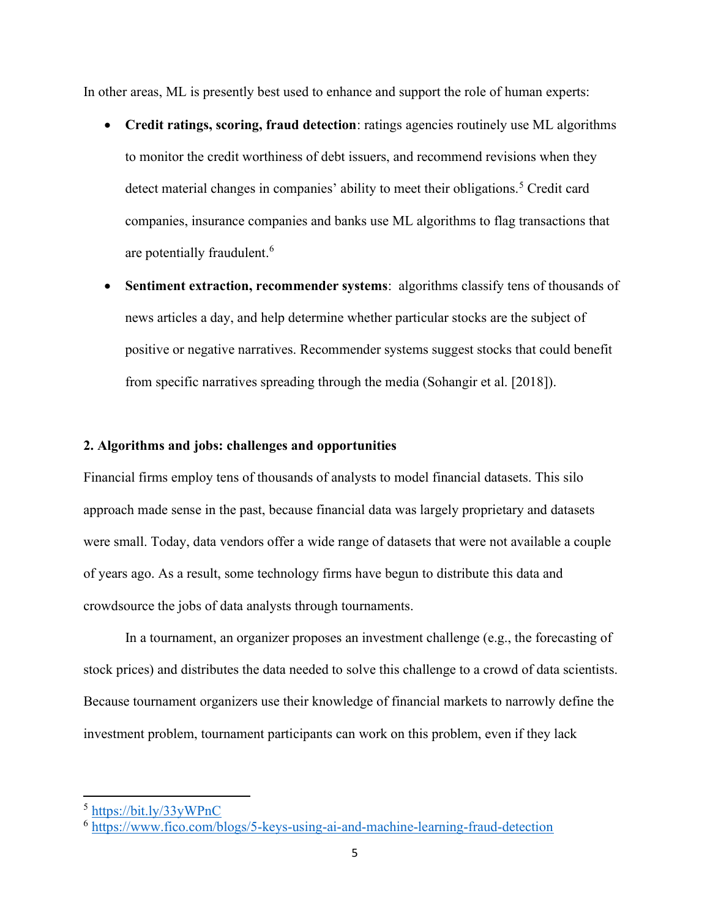In other areas, ML is presently best used to enhance and support the role of human experts:

- **Credit ratings, scoring, fraud detection**: ratings agencies routinely use ML algorithms to monitor the credit worthiness of debt issuers, and recommend revisions when they detect material changes in companies' ability to meet their obligations.[5] Credit card companies, insurance companies and banks use ML algorithms to flag transactions that are potentially fraudulent.[6]
- **Sentiment extraction, recommender systems**: algorithms classify tens of thousands of news articles a day, and help determine whether particular stocks are the subject of positive or negative narratives. Recommender systems suggest stocks that could benefit from specific narratives spreading through the media (Sohangir et al. [2018]).

**2. Algorithms and jobs: challenges and opportunities**

Financial firms employ tens of thousands of analysts to model financial datasets. This silo approach made sense in the past, because financial data was largely proprietary and datasets were small. Today, data vendors offer a wide range of datasets that were not available a couple of years ago. As a result, some technology firms have begun to distribute this data and crowdsource the jobs of data analysts through tournaments.

In a tournament, an organizer proposes an investment challenge (e.g., the forecasting of stock prices) and distributes the data needed to solve this challenge to a crowd of data scientists. Because tournament organizers use their knowledge of financial markets to narrowly define the investment problem, tournament participants can work on this problem, even if they lack

---

[5] https://bit.ly/33yWPnC

[6] https://www.fico.com/blogs/5-keys-using-ai-and-machine-learning-fraud-detection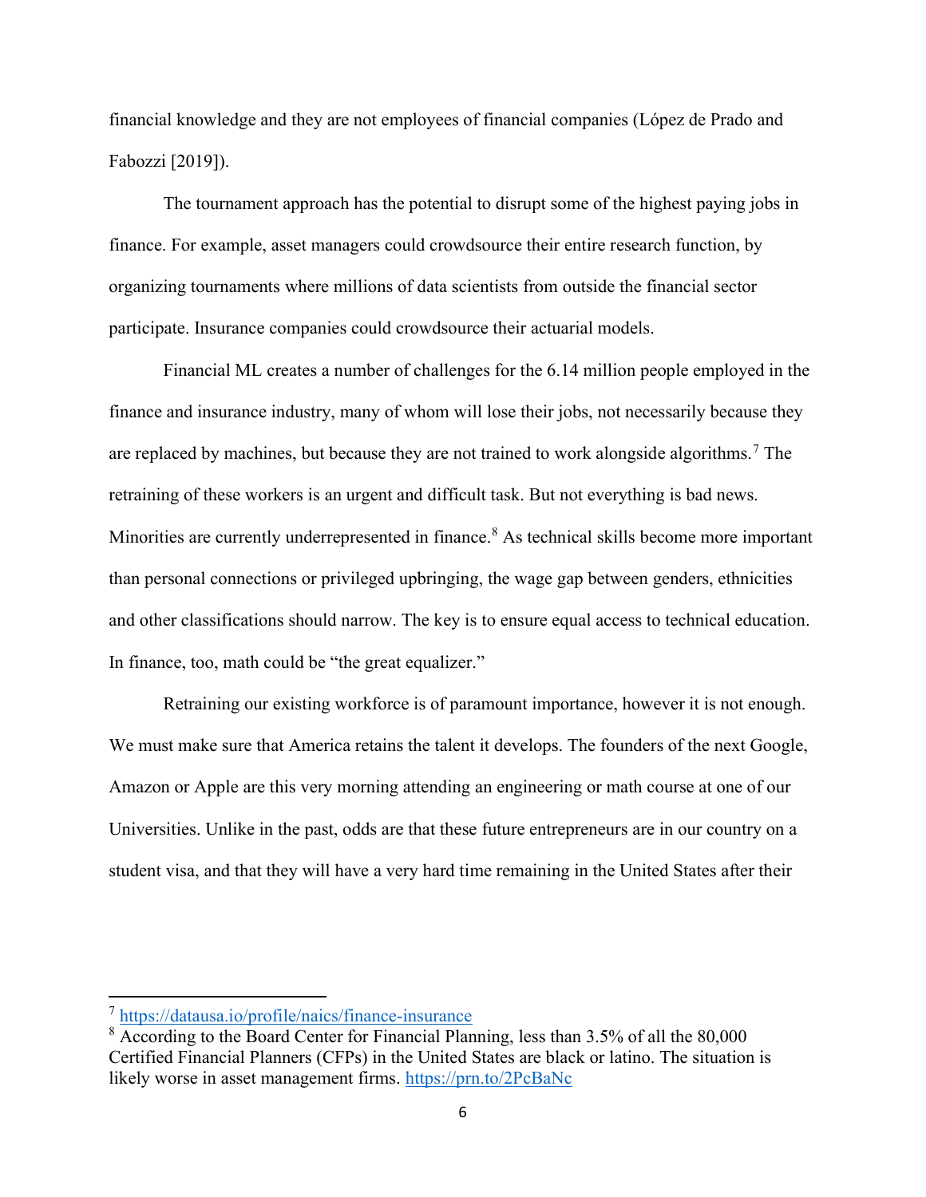financial knowledge and they are not employees of financial companies (López de Prado and Fabozzi [2019]).

The tournament approach has the potential to disrupt some of the highest paying jobs in finance. For example, asset managers could crowdsource their entire research function, by organizing tournaments where millions of data scientists from outside the financial sector participate. Insurance companies could crowdsource their actuarial models.

Financial ML creates a number of challenges for the 6.14 million people employed in the finance and insurance industry, many of whom will lose their jobs, not necessarily because they are replaced by machines, but because they are not trained to work alongside algorithms.[7] The retraining of these workers is an urgent and difficult task. But not everything is bad news. Minorities are currently underrepresented in finance.[8] As technical skills become more important than personal connections or privileged upbringing, the wage gap between genders, ethnicities and other classifications should narrow. The key is to ensure equal access to technical education. In finance, too, math could be "the great equalizer."

Retraining our existing workforce is of paramount importance, however it is not enough. We must make sure that America retains the talent it develops. The founders of the next Google, Amazon or Apple are this very morning attending an engineering or math course at one of our Universities. Unlike in the past, odds are that these future entrepreneurs are in our country on a student visa, and that they will have a very hard time remaining in the United States after their

---

[7] https://datausa.io/profile/naics/finance-insurance

[8] According to the Board Center for Financial Planning, less than 3.5% of all the 80,000 Certified Financial Planners (CFPs) in the United States are black or latino. The situation is likely worse in asset management firms. https://prn.to/2PcBaNc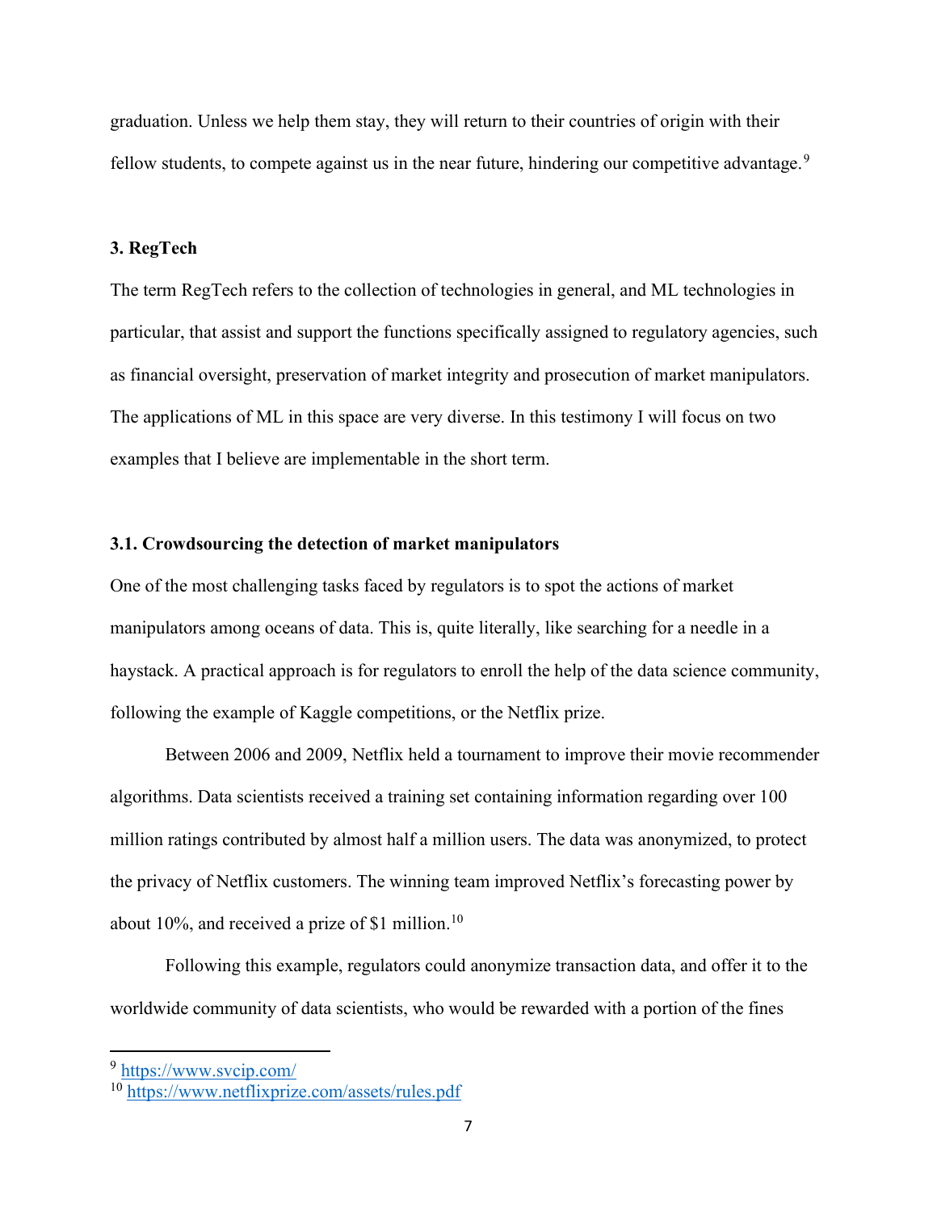graduation. Unless we help them stay, they will return to their countries of origin with their fellow students, to compete against us in the near future, hindering our competitive advantage.[9]

### 3. RegTech

The term RegTech refers to the collection of technologies in general, and ML technologies in particular, that assist and support the functions specifically assigned to regulatory agencies, such as financial oversight, preservation of market integrity and prosecution of market manipulators. The applications of ML in this space are very diverse. In this testimony I will focus on two examples that I believe are implementable in the short term.

### 3.1. Crowdsourcing the detection of market manipulators

One of the most challenging tasks faced by regulators is to spot the actions of market manipulators among oceans of data. This is, quite literally, like searching for a needle in a haystack. A practical approach is for regulators to enroll the help of the data science community, following the example of Kaggle competitions, or the Netflix prize.

Between 2006 and 2009, Netflix held a tournament to improve their movie recommender algorithms. Data scientists received a training set containing information regarding over 100 million ratings contributed by almost half a million users. The data was anonymized, to protect the privacy of Netflix customers. The winning team improved Netflix's forecasting power by about 10%, and received a prize of $1 million.[10]

Following this example, regulators could anonymize transaction data, and offer it to the worldwide community of data scientists, who would be rewarded with a portion of the fines

---

[9] https://www.svcip.com/

[10] https://www.netflixprize.com/assets/rules.pdf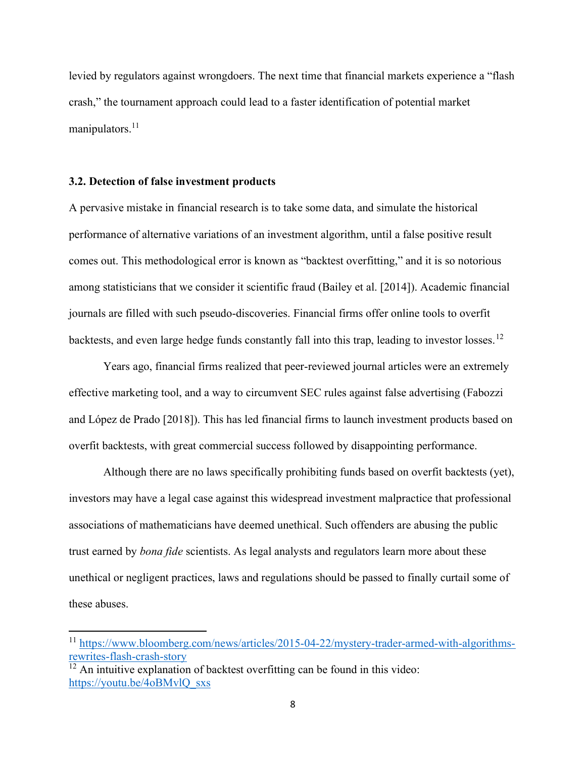levied by regulators against wrongdoers. The next time that financial markets experience a "flash crash," the tournament approach could lead to a faster identification of potential market manipulators.[11]

### 3.2. Detection of false investment products

A pervasive mistake in financial research is to take some data, and simulate the historical performance of alternative variations of an investment algorithm, until a false positive result comes out. This methodological error is known as "backtest overfitting," and it is so notorious among statisticians that we consider it scientific fraud (Bailey et al. [2014]). Academic financial journals are filled with such pseudo-discoveries. Financial firms offer online tools to overfit backtests, and even large hedge funds constantly fall into this trap, leading to investor losses.[12]

Years ago, financial firms realized that peer-reviewed journal articles were an extremely effective marketing tool, and a way to circumvent SEC rules against false advertising (Fabozzi and López de Prado [2018]). This has led financial firms to launch investment products based on overfit backtests, with great commercial success followed by disappointing performance.

Although there are no laws specifically prohibiting funds based on overfit backtests (yet), investors may have a legal case against this widespread investment malpractice that professional associations of mathematicians have deemed unethical. Such offenders are abusing the public trust earned by *bona fide* scientists. As legal analysts and regulators learn more about these unethical or negligent practices, laws and regulations should be passed to finally curtail some of these abuses.

---

[11] https://www.bloomberg.com/news/articles/2015-04-22/mystery-trader-armed-with-algorithms-rewrites-flash-crash-story

[12] An intuitive explanation of backtest overfitting can be found in this video: https://youtu.be/4oBMvlQ_sxs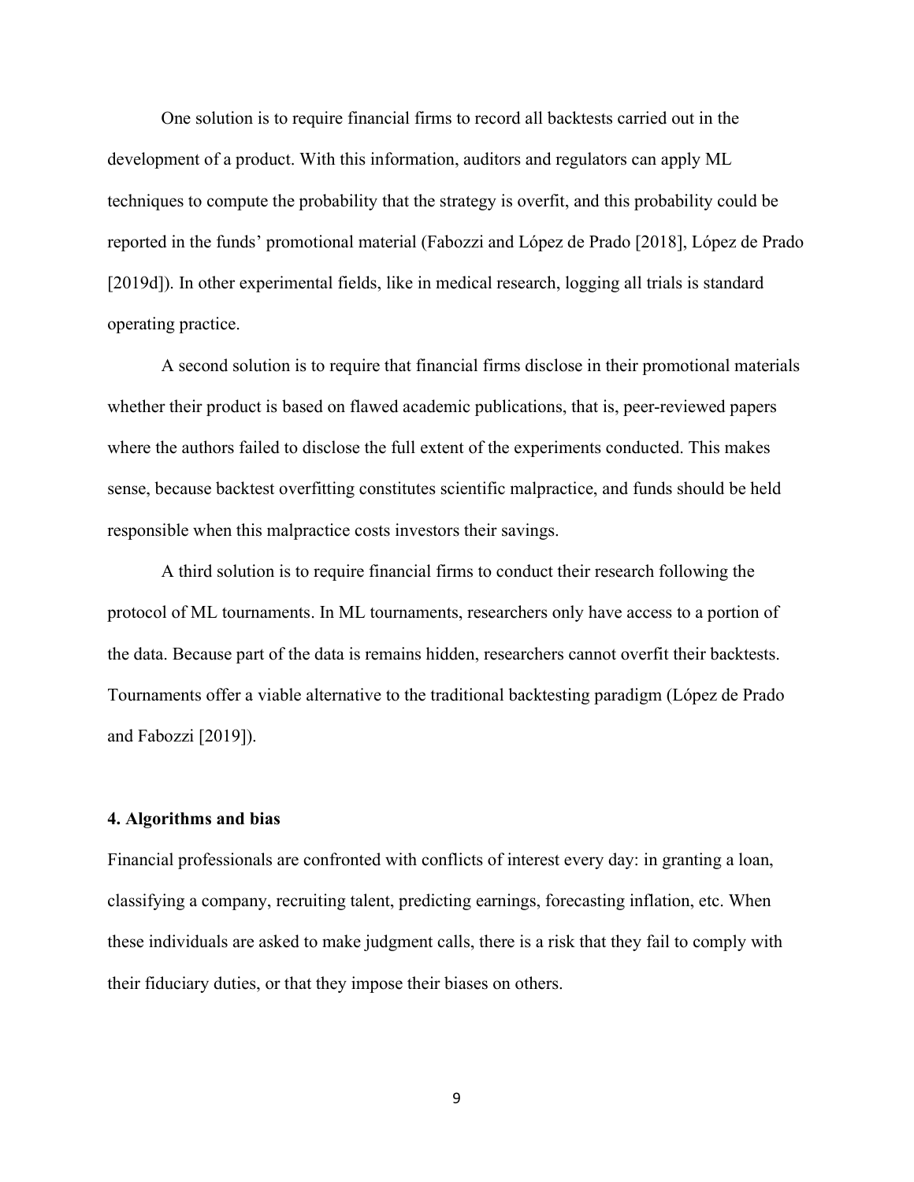One solution is to require financial firms to record all backtests carried out in the development of a product. With this information, auditors and regulators can apply ML techniques to compute the probability that the strategy is overfit, and this probability could be reported in the funds' promotional material (Fabozzi and López de Prado [2018], López de Prado [2019d]). In other experimental fields, like in medical research, logging all trials is standard operating practice.

A second solution is to require that financial firms disclose in their promotional materials whether their product is based on flawed academic publications, that is, peer-reviewed papers where the authors failed to disclose the full extent of the experiments conducted. This makes sense, because backtest overfitting constitutes scientific malpractice, and funds should be held responsible when this malpractice costs investors their savings.

A third solution is to require financial firms to conduct their research following the protocol of ML tournaments. In ML tournaments, researchers only have access to a portion of the data. Because part of the data is remains hidden, researchers cannot overfit their backtests. Tournaments offer a viable alternative to the traditional backtesting paradigm (López de Prado and Fabozzi [2019]).

#### 4. Algorithms and bias

Financial professionals are confronted with conflicts of interest every day: in granting a loan, classifying a company, recruiting talent, predicting earnings, forecasting inflation, etc. When these individuals are asked to make judgment calls, there is a risk that they fail to comply with their fiduciary duties, or that they impose their biases on others.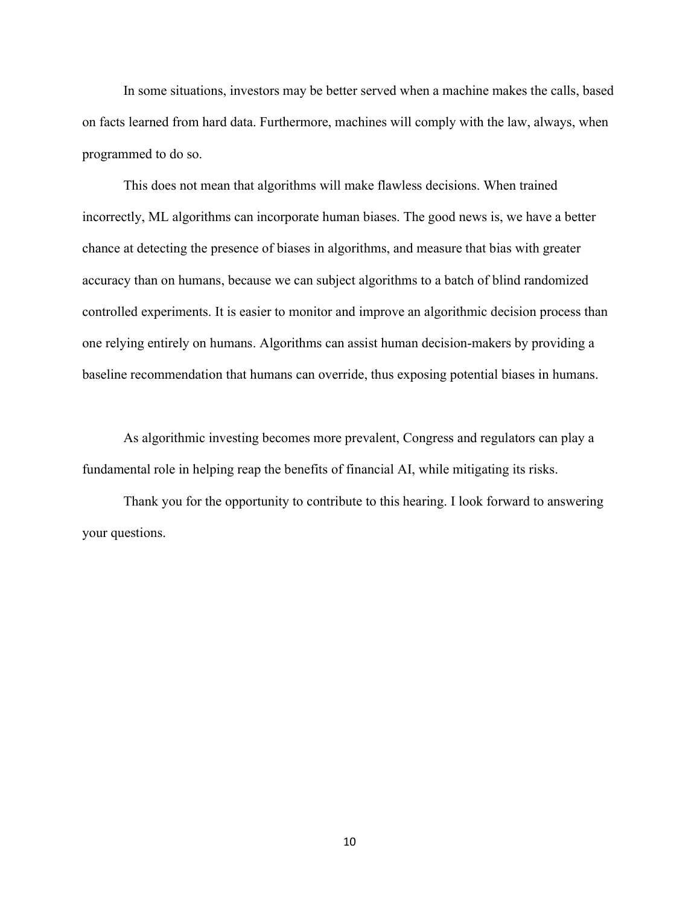In some situations, investors may be better served when a machine makes the calls, based on facts learned from hard data. Furthermore, machines will comply with the law, always, when programmed to do so.

This does not mean that algorithms will make flawless decisions. When trained incorrectly, ML algorithms can incorporate human biases. The good news is, we have a better chance at detecting the presence of biases in algorithms, and measure that bias with greater accuracy than on humans, because we can subject algorithms to a batch of blind randomized controlled experiments. It is easier to monitor and improve an algorithmic decision process than one relying entirely on humans. Algorithms can assist human decision-makers by providing a baseline recommendation that humans can override, thus exposing potential biases in humans.

As algorithmic investing becomes more prevalent, Congress and regulators can play a fundamental role in helping reap the benefits of financial AI, while mitigating its risks.

Thank you for the opportunity to contribute to this hearing. I look forward to answering your questions.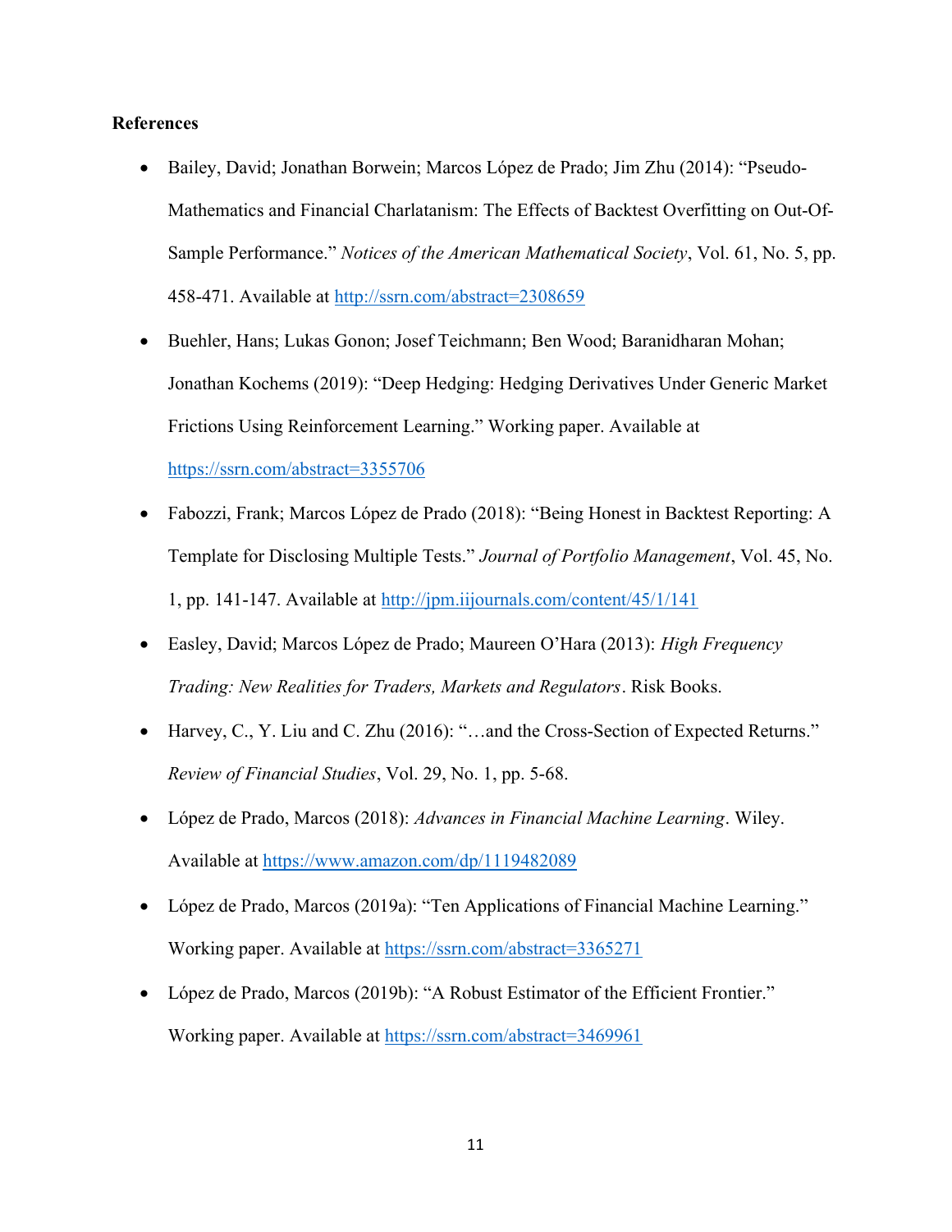**References**

- Bailey, David; Jonathan Borwein; Marcos López de Prado; Jim Zhu (2014): "Pseudo-Mathematics and Financial Charlatanism: The Effects of Backtest Overfitting on Out-Of-Sample Performance." *Notices of the American Mathematical Society*, Vol. 61, No. 5, pp. 458-471. Available at [http://ssrn.com/abstract=2308659](http://ssrn.com/abstract=2308659)
- Buehler, Hans; Lukas Gonon; Josef Teichmann; Ben Wood; Baranidharan Mohan; Jonathan Kochems (2019): "Deep Hedging: Hedging Derivatives Under Generic Market Frictions Using Reinforcement Learning." Working paper. Available at [https://ssrn.com/abstract=3355706](https://ssrn.com/abstract=3355706)
- Fabozzi, Frank; Marcos López de Prado (2018): "Being Honest in Backtest Reporting: A Template for Disclosing Multiple Tests." *Journal of Portfolio Management*, Vol. 45, No. 1, pp. 141-147. Available at [http://jpm.iijournals.com/content/45/1/141](http://jpm.iijournals.com/content/45/1/141)
- Easley, David; Marcos López de Prado; Maureen O'Hara (2013): *High Frequency Trading: New Realities for Traders, Markets and Regulators*. Risk Books.
- Harvey, C., Y. Liu and C. Zhu (2016): "…and the Cross-Section of Expected Returns." *Review of Financial Studies*, Vol. 29, No. 1, pp. 5-68.
- López de Prado, Marcos (2018): *Advances in Financial Machine Learning*. Wiley. Available at [https://www.amazon.com/dp/1119482089](https://www.amazon.com/dp/1119482089)
- López de Prado, Marcos (2019a): "Ten Applications of Financial Machine Learning." Working paper. Available at [https://ssrn.com/abstract=3365271](https://ssrn.com/abstract=3365271)
- López de Prado, Marcos (2019b): "A Robust Estimator of the Efficient Frontier." Working paper. Available at [https://ssrn.com/abstract=3469961](https://ssrn.com/abstract=3469961)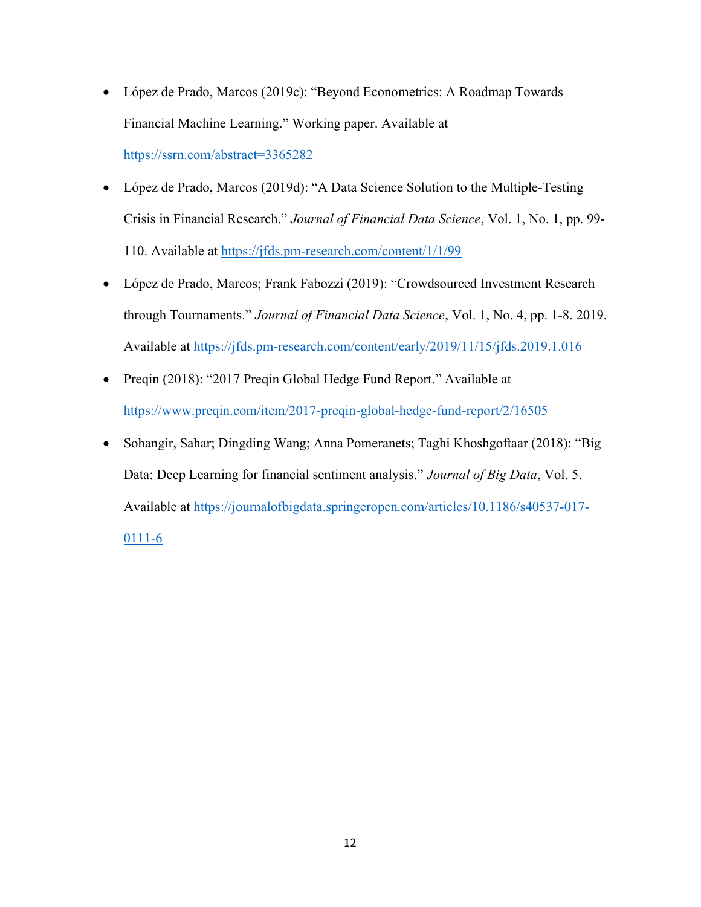- López de Prado, Marcos (2019c): "Beyond Econometrics: A Roadmap Towards Financial Machine Learning." Working paper. Available at https://ssrn.com/abstract=3365282
- López de Prado, Marcos (2019d): "A Data Science Solution to the Multiple-Testing Crisis in Financial Research." *Journal of Financial Data Science*, Vol. 1, No. 1, pp. 99-110. Available at https://jfds.pm-research.com/content/1/1/99
- López de Prado, Marcos; Frank Fabozzi (2019): "Crowdsourced Investment Research through Tournaments." *Journal of Financial Data Science*, Vol. 1, No. 4, pp. 1-8. 2019. Available at https://jfds.pm-research.com/content/early/2019/11/15/jfds.2019.1.016
- Preqin (2018): "2017 Preqin Global Hedge Fund Report." Available at https://www.preqin.com/item/2017-preqin-global-hedge-fund-report/2/16505
- Sohangir, Sahar; Dingding Wang; Anna Pomeranets; Taghi Khoshgoftaar (2018): "Big Data: Deep Learning for financial sentiment analysis." *Journal of Big Data*, Vol. 5. Available at https://journalofbigdata.springeropen.com/articles/10.1186/s40537-017-0111-6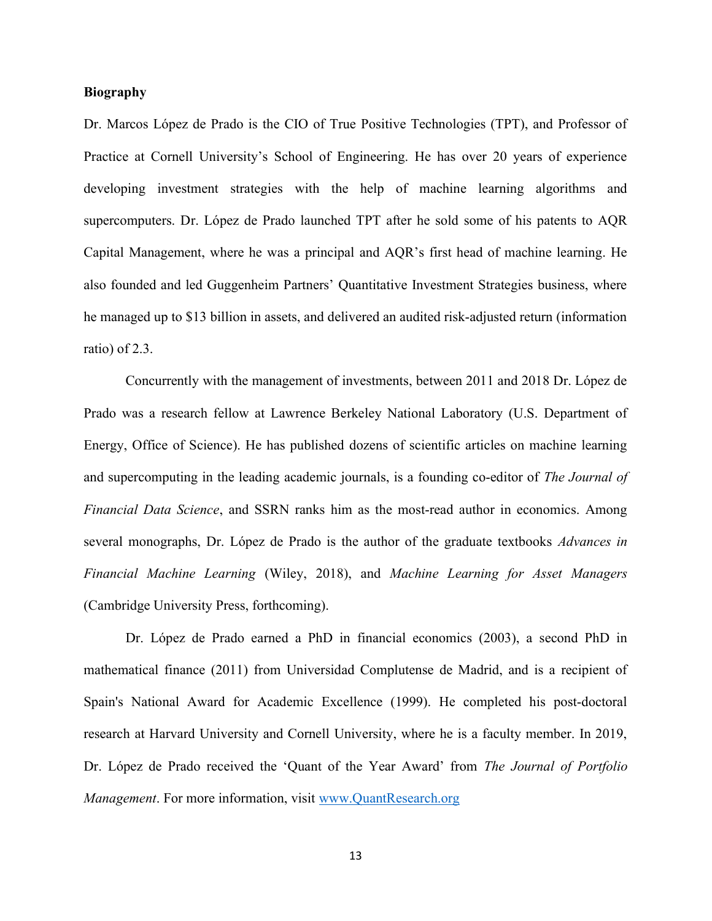**Biography**

Dr. Marcos López de Prado is the CIO of True Positive Technologies (TPT), and Professor of Practice at Cornell University's School of Engineering. He has over 20 years of experience developing investment strategies with the help of machine learning algorithms and supercomputers. Dr. López de Prado launched TPT after he sold some of his patents to AQR Capital Management, where he was a principal and AQR's first head of machine learning. He also founded and led Guggenheim Partners' Quantitative Investment Strategies business, where he managed up to $13 billion in assets, and delivered an audited risk-adjusted return (information ratio) of 2.3.

Concurrently with the management of investments, between 2011 and 2018 Dr. López de Prado was a research fellow at Lawrence Berkeley National Laboratory (U.S. Department of Energy, Office of Science). He has published dozens of scientific articles on machine learning and supercomputing in the leading academic journals, is a founding co-editor of *The Journal of Financial Data Science*, and SSRN ranks him as the most-read author in economics. Among several monographs, Dr. López de Prado is the author of the graduate textbooks *Advances in Financial Machine Learning* (Wiley, 2018), and *Machine Learning for Asset Managers* (Cambridge University Press, forthcoming).

Dr. López de Prado earned a PhD in financial economics (2003), a second PhD in mathematical finance (2011) from Universidad Complutense de Madrid, and is a recipient of Spain's National Award for Academic Excellence (1999). He completed his post-doctoral research at Harvard University and Cornell University, where he is a faculty member. In 2019, Dr. López de Prado received the 'Quant of the Year Award' from *The Journal of Portfolio Management*. For more information, visit [www.QuantResearch.org](http://www.QuantResearch.org)